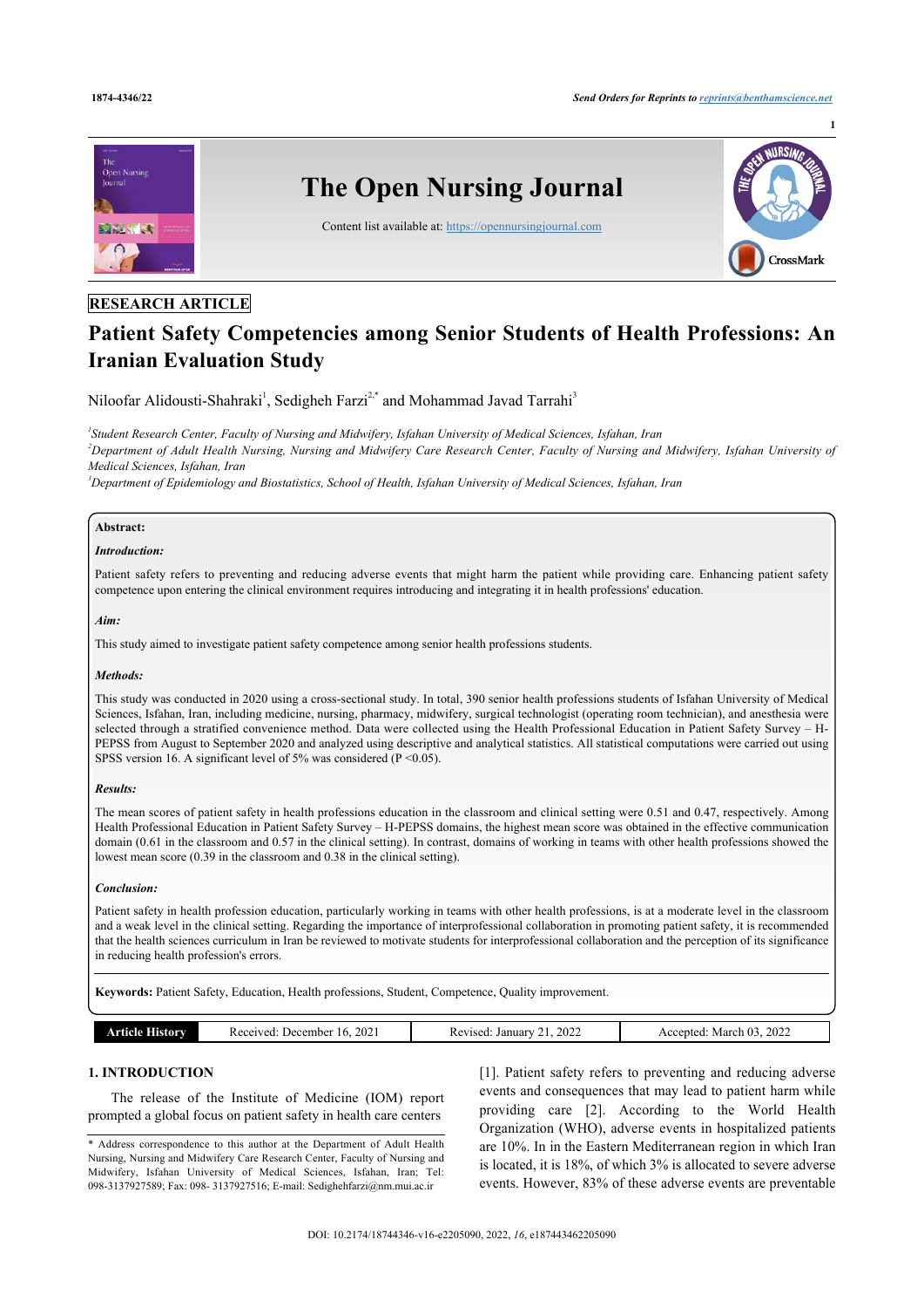RESEARCH ARTICLE

# Patient Safety Competencies among Senior Students of Health Professions: An Iranian Evaluation Study

Niloofar Alidousti-Shahraki[1], Sedigheh Farzi[2,*] and Mohammad Javad Tarrahi[3]

[1]*Student Research Center, Faculty of Nursing and Midwifery, Isfahan University of Medical Sciences, Isfahan, Iran*
[2]*Department of Adult Health Nursing, Nursing and Midwifery Care Research Center, Faculty of Nursing and Midwifery, Isfahan University of Medical Sciences, Isfahan, Iran*
[3]*Department of Epidemiology and Biostatistics, School of Health, Isfahan University of Medical Sciences, Isfahan, Iran*

**Abstract:**

***Introduction:***

Patient safety refers to preventing and reducing adverse events that might harm the patient while providing care. Enhancing patient safety competence upon entering the clinical environment requires introducing and integrating it in health professions' education.

***Aim:***

This study aimed to investigate patient safety competence among senior health professions students.

***Methods:***

This study was conducted in 2020 using a cross-sectional study. In total, 390 senior health professions students of Isfahan University of Medical Sciences, Isfahan, Iran, including medicine, nursing, pharmacy, midwifery, surgical technologist (operating room technician), and anesthesia were selected through a stratified convenience method. Data were collected using the Health Professional Education in Patient Safety Survey – H-PEPSS from August to September 2020 and analyzed using descriptive and analytical statistics. All statistical computations were carried out using SPSS version 16. A significant level of 5% was considered ($P < 0.05$).

***Results:***

The mean scores of patient safety in health professions education in the classroom and clinical setting were 0.51 and 0.47, respectively. Among Health Professional Education in Patient Safety Survey – H-PEPSS domains, the highest mean score was obtained in the effective communication domain (0.61 in the classroom and 0.57 in the clinical setting). In contrast, domains of working in teams with other health professions showed the lowest mean score (0.39 in the classroom and 0.38 in the clinical setting).

***Conclusion:***

Patient safety in health profession education, particularly working in teams with other health professions, is at a moderate level in the classroom and a weak level in the clinical setting. Regarding the importance of interprofessional collaboration in promoting patient safety, it is recommended that the health sciences curriculum in Iran be reviewed to motivate students for interprofessional collaboration and the perception of its significance in reducing health profession's errors.

**Keywords:** Patient Safety, Education, Health professions, Student, Competence, Quality improvement.

| Article History | Received: December 16, 2021 | Revised: January 21, 2022 | Accepted: March 03, 2022 |
|---|---|---|---|

## 1. INTRODUCTION

The release of the Institute of Medicine (IOM) report prompted a global focus on patient safety in health care centers [1]. Patient safety refers to preventing and reducing adverse events and consequences that may lead to patient harm while providing care [2]. According to the World Health Organization (WHO), adverse events in hospitalized patients are 10%. In in the Eastern Mediterranean region in which Iran is located, it is 18%, of which 3% is allocated to severe adverse events. However, 83% of these adverse events are preventable

\* Address correspondence to this author at the Department of Adult Health Nursing, Nursing and Midwifery Care Research Center, Faculty of Nursing and Midwifery, Isfahan University of Medical Sciences, Isfahan, Iran; Tel: 098-3137927589; Fax: 098- 3137927516; E-mail: Sedighehfarzi@nm.mui.ac.ir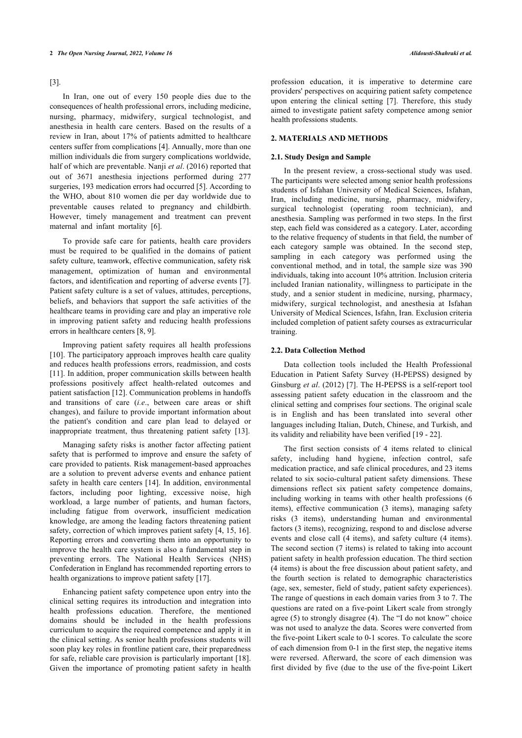[3].

In Iran, one out of every 150 people dies due to the consequences of health professional errors, including medicine, nursing, pharmacy, midwifery, surgical technologist, and anesthesia in health care centers. Based on the results of a review in Iran, about 17% of patients admitted to healthcare centers suffer from complications [4]. Annually, more than one million individuals die from surgery complications worldwide, half of which are preventable. Nanji *et al*. (2016) reported that out of 3671 anesthesia injections performed during 277 surgeries, 193 medication errors had occurred [5]. According to the WHO, about 810 women die per day worldwide due to preventable causes related to pregnancy and childbirth. However, timely management and treatment can prevent maternal and infant mortality [6].

To provide safe care for patients, health care providers must be required to be qualified in the domains of patient safety culture, teamwork, effective communication, safety risk management, optimization of human and environmental factors, and identification and reporting of adverse events [7]. Patient safety culture is a set of values, attitudes, perceptions, beliefs, and behaviors that support the safe activities of the healthcare teams in providing care and play an imperative role in improving patient safety and reducing health professions errors in healthcare centers [8, 9].

Improving patient safety requires all health professions [10]. The participatory approach improves health care quality and reduces health professions errors, readmission, and costs [11]. In addition, proper communication skills between health professions positively affect health-related outcomes and patient satisfaction [12]. Communication problems in handoffs and transitions of care (*i.e*., between care areas or shift changes), and failure to provide important information about the patient's condition and care plan lead to delayed or inappropriate treatment, thus threatening patient safety [13].

Managing safety risks is another factor affecting patient safety that is performed to improve and ensure the safety of care provided to patients. Risk management-based approaches are a solution to prevent adverse events and enhance patient safety in health care centers [14]. In addition, environmental factors, including poor lighting, excessive noise, high workload, a large number of patients, and human factors, including fatigue from overwork, insufficient medication knowledge, are among the leading factors threatening patient safety, correction of which improves patient safety [4, 15, 16]. Reporting errors and converting them into an opportunity to improve the health care system is also a fundamental step in preventing errors. The National Health Services (NHS) Confederation in England has recommended reporting errors to health organizations to improve patient safety [17].

Enhancing patient safety competence upon entry into the clinical setting requires its introduction and integration into health professions education. Therefore, the mentioned domains should be included in the health professions curriculum to acquire the required competence and apply it in the clinical setting. As senior health professions students will soon play key roles in frontline patient care, their preparedness for safe, reliable care provision is particularly important [18]. Given the importance of promoting patient safety in health profession education, it is imperative to determine care providers' perspectives on acquiring patient safety competence upon entering the clinical setting [7]. Therefore, this study aimed to investigate patient safety competence among senior health professions students.

## 2. MATERIALS AND METHODS

### 2.1. Study Design and Sample

In the present review, a cross-sectional study was used. The participants were selected among senior health professions students of Isfahan University of Medical Sciences, Isfahan, Iran, including medicine, nursing, pharmacy, midwifery, surgical technologist (operating room technician), and anesthesia. Sampling was performed in two steps. In the first step, each field was considered as a category. Later, according to the relative frequency of students in that field, the number of each category sample was obtained. In the second step, sampling in each category was performed using the conventional method, and in total, the sample size was 390 individuals, taking into account 10% attrition. Inclusion criteria included Iranian nationality, willingness to participate in the study, and a senior student in medicine, nursing, pharmacy, midwifery, surgical technologist, and anesthesia at Isfahan University of Medical Sciences, Isfahn, Iran. Exclusion criteria included completion of patient safety courses as extracurricular training.

### 2.2. Data Collection Method

Data collection tools included the Health Professional Education in Patient Safety Survey (H-PEPSS) designed by Ginsburg *et al*. (2012) [7]. The H-PEPSS is a self-report tool assessing patient safety education in the classroom and the clinical setting and comprises four sections. The original scale is in English and has been translated into several other languages including Italian, Dutch, Chinese, and Turkish, and its validity and reliability have been verified [19 - 22].

The first section consists of 4 items related to clinical safety, including hand hygiene, infection control, safe medication practice, and safe clinical procedures, and 23 items related to six socio-cultural patient safety dimensions. These dimensions reflect six patient safety competence domains, including working in teams with other health professions (6 items), effective communication (3 items), managing safety risks (3 items), understanding human and environmental factors (3 items), recognizing, respond to and disclose adverse events and close call (4 items), and safety culture (4 items). The second section (7 items) is related to taking into account patient safety in health profession education. The third section (4 items) is about the free discussion about patient safety, and the fourth section is related to demographic characteristics (age, sex, semester, field of study, patient safety experiences). The range of questions in each domain varies from 3 to 7. The questions are rated on a five-point Likert scale from strongly agree (5) to strongly disagree (4). The "I do not know" choice was not used to analyze the data. Scores were converted from the five-point Likert scale to 0-1 scores. To calculate the score of each dimension from 0-1 in the first step, the negative items were reversed. Afterward, the score of each dimension was first divided by five (due to the use of the five-point Likert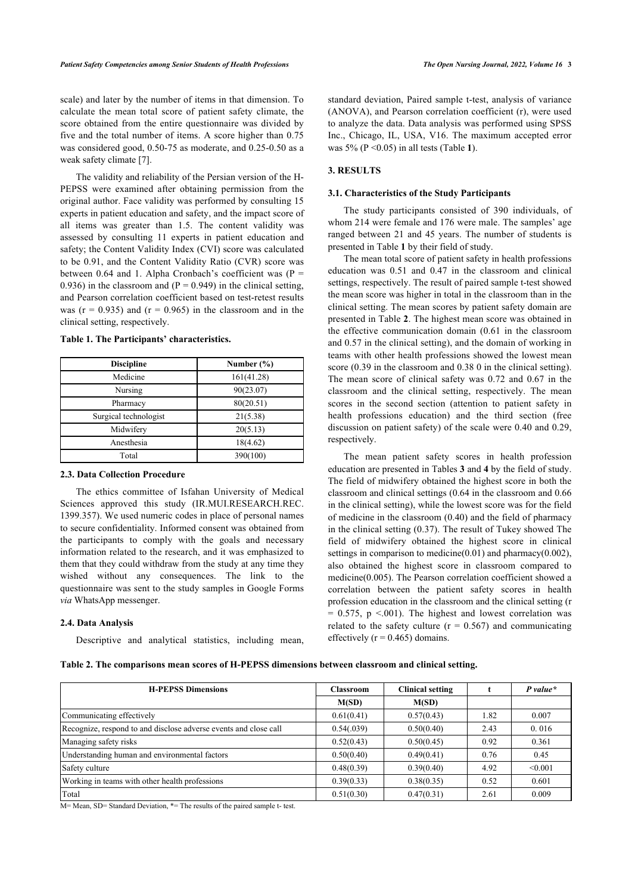scale) and later by the number of items in that dimension. To calculate the mean total score of patient safety climate, the score obtained from the entire questionnaire was divided by five and the total number of items. A score higher than 0.75 was considered good, 0.50-75 as moderate, and 0.25-0.50 as a weak safety climate [7].

The validity and reliability of the Persian version of the H-PEPSS were examined after obtaining permission from the original author. Face validity was performed by consulting 15 experts in patient education and safety, and the impact score of all items was greater than 1.5. The content validity was assessed by consulting 11 experts in patient education and safety; the Content Validity Index (CVI) score was calculated to be 0.91, and the Content Validity Ratio (CVR) score was between 0.64 and 1. Alpha Cronbach's coefficient was (P = 0.936) in the classroom and (P = 0.949) in the clinical setting, and Pearson correlation coefficient based on test-retest results was (r = 0.935) and (r = 0.965) in the classroom and in the clinical setting, respectively.

**Table 1. The Participants' characteristics.**

| Discipline | Number (%) |
|---|---|
| Medicine | 161(41.28) |
| Nursing | 90(23.07) |
| Pharmacy | 80(20.51) |
| Surgical technologist | 21(5.38) |
| Midwifery | 20(5.13) |
| Anesthesia | 18(4.62) |
| Total | 390(100) |

### 2.3. Data Collection Procedure

The ethics committee of Isfahan University of Medical Sciences approved this study (IR.MUI.RESEARCH.REC. 1399.357). We used numeric codes in place of personal names to secure confidentiality. Informed consent was obtained from the participants to comply with the goals and necessary information related to the research, and it was emphasized to them that they could withdraw from the study at any time they wished without any consequences. The link to the questionnaire was sent to the study samples in Google Forms *via* WhatsApp messenger.

### 2.4. Data Analysis

Descriptive and analytical statistics, including mean, standard deviation, Paired sample t-test, analysis of variance (ANOVA), and Pearson correlation coefficient (r), were used to analyze the data. Data analysis was performed using SPSS Inc., Chicago, IL, USA, V16. The maximum accepted error was 5% (P <0.05) in all tests (Table **1**).

## 3. RESULTS

### 3.1. Characteristics of the Study Participants

The study participants consisted of 390 individuals, of whom 214 were female and 176 were male. The samples' age ranged between 21 and 45 years. The number of students is presented in Table **1** by their field of study.

The mean total score of patient safety in health professions education was 0.51 and 0.47 in the classroom and clinical settings, respectively. The result of paired sample t-test showed the mean score was higher in total in the classroom than in the clinical setting. The mean scores by patient safety domain are presented in Table **2**. The highest mean score was obtained in the effective communication domain (0.61 in the classroom and 0.57 in the clinical setting), and the domain of working in teams with other health professions showed the lowest mean score (0.39 in the classroom and 0.38 0 in the clinical setting). The mean score of clinical safety was 0.72 and 0.67 in the classroom and the clinical setting, respectively. The mean scores in the second section (attention to patient safety in health professions education) and the third section (free discussion on patient safety) of the scale were 0.40 and 0.29, respectively.

The mean patient safety scores in health profession education are presented in Tables **3** and **4** by the field of study. The field of midwifery obtained the highest score in both the classroom and clinical settings (0.64 in the classroom and 0.66 in the clinical setting), while the lowest score was for the field of medicine in the classroom (0.40) and the field of pharmacy in the clinical setting (0.37). The result of Tukey showed The field of midwifery obtained the highest score in clinical settings in comparison to medicine(0.01) and pharmacy(0.002), also obtained the highest score in classroom compared to medicine(0.005). The Pearson correlation coefficient showed a correlation between the patient safety scores in health profession education in the classroom and the clinical setting (r = 0.575, p <.001). The highest and lowest correlation was related to the safety culture (r = 0.567) and communicating effectively (r = 0.465) domains.

**Table 2. The comparisons mean scores of H-PEPSS dimensions between classroom and clinical setting.**

| H-PEPSS Dimensions | Classroom | Clinical setting | t | *P value\** |
|---|---|---|---|---|
| | M(SD) | M(SD) | | |
| Communicating effectively | 0.61(0.41) | 0.57(0.43) | 1.82 | 0.007 |
| Recognize, respond to and disclose adverse events and close call | 0.54(.039) | 0.50(0.40) | 2.43 | 0. 016 |
| Managing safety risks | 0.52(0.43) | 0.50(0.45) | 0.92 | 0.361 |
| Understanding human and environmental factors | 0.50(0.40) | 0.49(0.41) | 0.76 | 0.45 |
| Safety culture | 0.48(0.39) | 0.39(0.40) | 4.92 | <0.001 |
| Working in teams with other health professions | 0.39(0.33) | 0.38(0.35) | 0.52 | 0.601 |
| Total | 0.51(0.30) | 0.47(0.31) | 2.61 | 0.009 |

M= Mean, SD= Standard Deviation, *= The results of the paired sample t- test.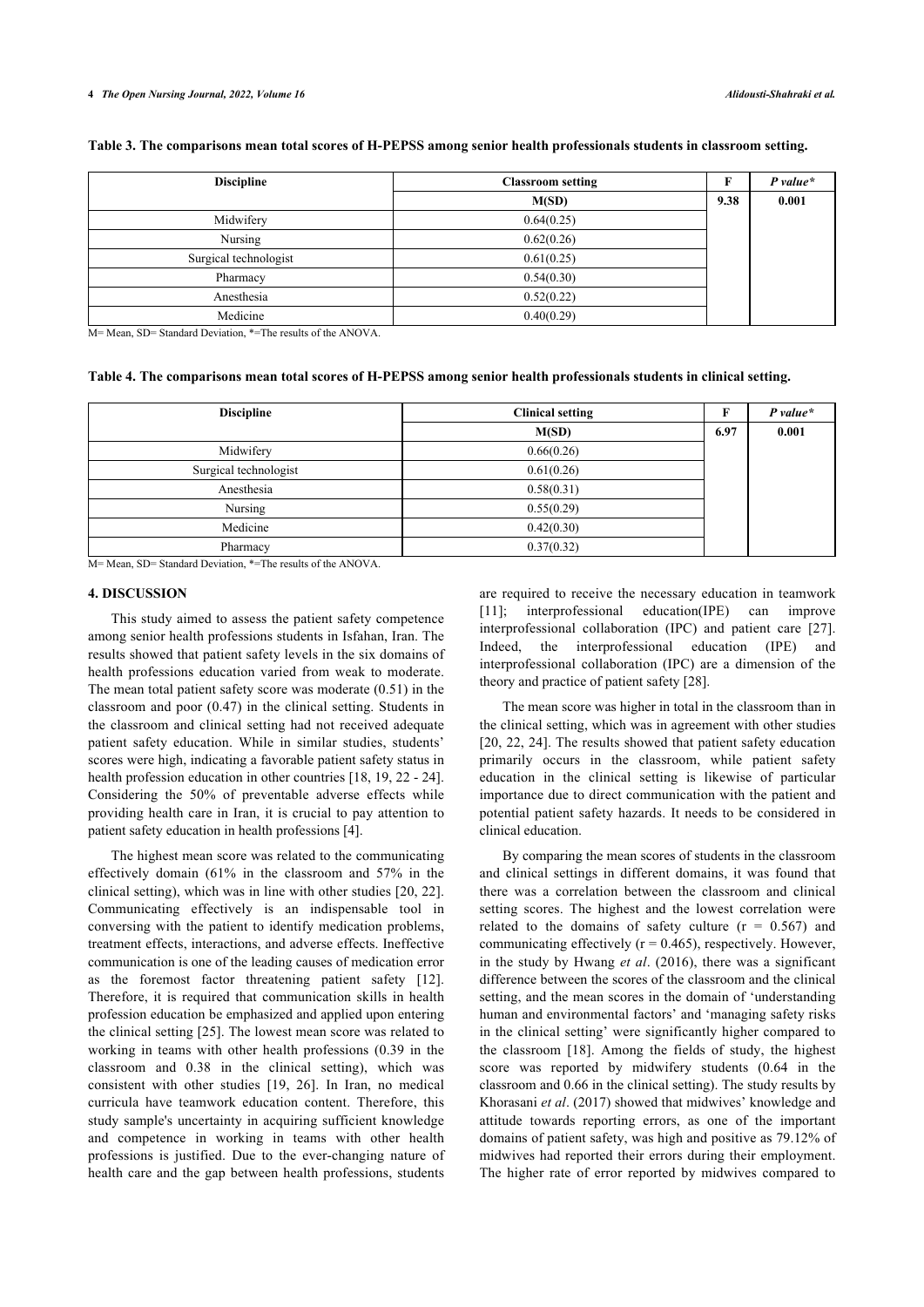**Table 3. The comparisons mean total scores of H-PEPSS among senior health professionals students in classroom setting.**

| Discipline | Classroom setting | F | *P value\** |
|---|---|---|---|
| | M(SD) | 9.38 | 0.001 |
| Midwifery | 0.64(0.25) | | |
| Nursing | 0.62(0.26) | | |
| Surgical technologist | 0.61(0.25) | | |
| Pharmacy | 0.54(0.30) | | |
| Anesthesia | 0.52(0.22) | | |
| Medicine | 0.40(0.29) | | |

M= Mean, SD= Standard Deviation, *=The results of the ANOVA.

**Table 4. The comparisons mean total scores of H-PEPSS among senior health professionals students in clinical setting.**

| Discipline | Clinical setting | F | *P value\** |
|---|---|---|---|
| | M(SD) | 6.97 | 0.001 |
| Midwifery | 0.66(0.26) | | |
| Surgical technologist | 0.61(0.26) | | |
| Anesthesia | 0.58(0.31) | | |
| Nursing | 0.55(0.29) | | |
| Medicine | 0.42(0.30) | | |
| Pharmacy | 0.37(0.32) | | |

M= Mean, SD= Standard Deviation, *=The results of the ANOVA.

## 4. DISCUSSION

This study aimed to assess the patient safety competence among senior health professions students in Isfahan, Iran. The results showed that patient safety levels in the six domains of health professions education varied from weak to moderate. The mean total patient safety score was moderate (0.51) in the classroom and poor (0.47) in the clinical setting. Students in the classroom and clinical setting had not received adequate patient safety education. While in similar studies, students' scores were high, indicating a favorable patient safety status in health profession education in other countries [18, 19, 22 - 24]. Considering the 50% of preventable adverse effects while providing health care in Iran, it is crucial to pay attention to patient safety education in health professions [4].

The highest mean score was related to the communicating effectively domain (61% in the classroom and 57% in the clinical setting), which was in line with other studies [20, 22]. Communicating effectively is an indispensable tool in conversing with the patient to identify medication problems, treatment effects, interactions, and adverse effects. Ineffective communication is one of the leading causes of medication error as the foremost factor threatening patient safety [12]. Therefore, it is required that communication skills in health profession education be emphasized and applied upon entering the clinical setting [25]. The lowest mean score was related to working in teams with other health professions (0.39 in the classroom and 0.38 in the clinical setting), which was consistent with other studies [19, 26]. In Iran, no medical curricula have teamwork education content. Therefore, this study sample's uncertainty in acquiring sufficient knowledge and competence in working in teams with other health professions is justified. Due to the ever-changing nature of health care and the gap between health professions, students are required to receive the necessary education in teamwork [11]; interprofessional education(IPE) can improve interprofessional collaboration (IPC) and patient care [27]. Indeed, the interprofessional education (IPE) and interprofessional collaboration (IPC) are a dimension of the theory and practice of patient safety [28].

The mean score was higher in total in the classroom than in the clinical setting, which was in agreement with other studies [20, 22, 24]. The results showed that patient safety education primarily occurs in the classroom, while patient safety education in the clinical setting is likewise of particular importance due to direct communication with the patient and potential patient safety hazards. It needs to be considered in clinical education.

By comparing the mean scores of students in the classroom and clinical settings in different domains, it was found that there was a correlation between the classroom and clinical setting scores. The highest and the lowest correlation were related to the domains of safety culture ($r = 0.567$) and communicating effectively ($r = 0.465$), respectively. However, in the study by Hwang *et al*. (2016), there was a significant difference between the scores of the classroom and the clinical setting, and the mean scores in the domain of 'understanding human and environmental factors' and 'managing safety risks in the clinical setting' were significantly higher compared to the classroom [18]. Among the fields of study, the highest score was reported by midwifery students (0.64 in the classroom and 0.66 in the clinical setting). The study results by Khorasani *et al*. (2017) showed that midwives' knowledge and attitude towards reporting errors, as one of the important domains of patient safety, was high and positive as 79.12% of midwives had reported their errors during their employment. The higher rate of error reported by midwives compared to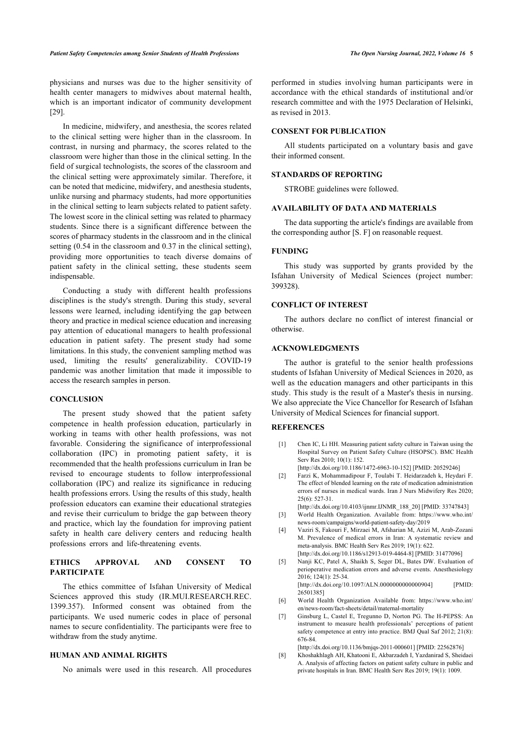physicians and nurses was due to the higher sensitivity of health center managers to midwives about maternal health, which is an important indicator of community development [29].

In medicine, midwifery, and anesthesia, the scores related to the clinical setting were higher than in the classroom. In contrast, in nursing and pharmacy, the scores related to the classroom were higher than those in the clinical setting. In the field of surgical technologists, the scores of the classroom and the clinical setting were approximately similar. Therefore, it can be noted that medicine, midwifery, and anesthesia students, unlike nursing and pharmacy students, had more opportunities in the clinical setting to learn subjects related to patient safety. The lowest score in the clinical setting was related to pharmacy students. Since there is a significant difference between the scores of pharmacy students in the classroom and in the clinical setting (0.54 in the classroom and 0.37 in the clinical setting), providing more opportunities to teach diverse domains of patient safety in the clinical setting, these students seem indispensable.

Conducting a study with different health professions disciplines is the study's strength. During this study, several lessons were learned, including identifying the gap between theory and practice in medical science education and increasing pay attention of educational managers to health professional education in patient safety. The present study had some limitations. In this study, the convenient sampling method was used, limiting the results' generalizability. COVID-19 pandemic was another limitation that made it impossible to access the research samples in person.

## CONCLUSION

The present study showed that the patient safety competence in health profession education, particularly in working in teams with other health professions, was not favorable. Considering the significance of interprofessional collaboration (IPC) in promoting patient safety, it is recommended that the health professions curriculum in Iran be revised to encourage students to follow interprofessional collaboration (IPC) and realize its significance in reducing health professions errors. Using the results of this study, health profession educators can examine their educational strategies and revise their curriculum to bridge the gap between theory and practice, which lay the foundation for improving patient safety in health care delivery centers and reducing health professions errors and life-threatening events.

## ETHICS APPROVAL AND CONSENT TO PARTICIPATE

The ethics committee of Isfahan University of Medical Sciences approved this study (IR.MUI.RESEARCH.REC. 1399.357). Informed consent was obtained from the participants. We used numeric codes in place of personal names to secure confidentiality. The participants were free to withdraw from the study anytime.

## HUMAN AND ANIMAL RIGHTS

No animals were used in this research. All procedures performed in studies involving human participants were in accordance with the ethical standards of institutional and/or research committee and with the 1975 Declaration of Helsinki, as revised in 2013.

## CONSENT FOR PUBLICATION

All students participated on a voluntary basis and gave their informed consent.

## STANDARDS OF REPORTING

STROBE guidelines were followed.

## AVAILABILITY OF DATA AND MATERIALS

The data supporting the article's findings are available from the corresponding author [S. F] on reasonable request.

## FUNDING

This study was supported by grants provided by the Isfahan University of Medical Sciences (project number: 399328).

## CONFLICT OF INTEREST

The authors declare no conflict of interest financial or otherwise.

## ACKNOWLEDGMENTS

The author is grateful to the senior health professions students of Isfahan University of Medical Sciences in 2020, as well as the education managers and other participants in this study. This study is the result of a Master's thesis in nursing. We also appreciate the Vice Chancellor for Research of Isfahan University of Medical Sciences for financial support.

## REFERENCES

[1] Chen IC, Li HH. Measuring patient safety culture in Taiwan using the Hospital Survey on Patient Safety Culture (HSOPSC). BMC Health Serv Res 2010; 10(1): 152. [http://dx.doi.org/10.1186/1472-6963-10-152] [PMID: 20529246]

[2] Farzi K, Mohammadipour F, Toulabi T. Heidarzadeh k, Heydari F. The effect of blended learning on the rate of medication administration errors of nurses in medical wards. Iran J Nurs Midwifery Res 2020; 25(6): 527-31. [http://dx.doi.org/10.4103/ijnmr.IJNMR_188_20] [PMID: 33747843]

[3] World Health Organization. Available from: https://www.who.int/news-room/campaigns/world-patient-safety-day/2019

[4] Vaziri S, Fakouri F, Mirzaei M, Afsharian M, Azizi M, Arab-Zozani M. Prevalence of medical errors in Iran: A systematic review and meta-analysis. BMC Health Serv Res 2019; 19(1): 622. [http://dx.doi.org/10.1186/s12913-019-4464-8] [PMID: 31477096]

[5] Nanji KC, Patel A, Shaikh S, Seger DL, Bates DW. Evaluation of perioperative medication errors and adverse events. Anesthesiology 2016; 124(1): 25-34. [http://dx.doi.org/10.1097/ALN.0000000000000904] [PMID: 26501385]

[6] World Health Organization Available from: https://www.who.int/en/news-room/fact-sheets/detail/maternal-mortality

[7] Ginsburg L, Castel E, Tregunno D, Norton PG. The H-PEPSS: An instrument to measure health professionals' perceptions of patient safety competence at entry into practice. BMJ Qual Saf 2012; 21(8): 676-84. [http://dx.doi.org/10.1136/bmjqs-2011-000601] [PMID: 22562876]

[8] Khoshakhlagh AH, Khatooni E, Akbarzadeh I, Yazdanirad S, Sheidaei A. Analysis of affecting factors on patient safety culture in public and private hospitals in Iran. BMC Health Serv Res 2019; 19(1): 1009.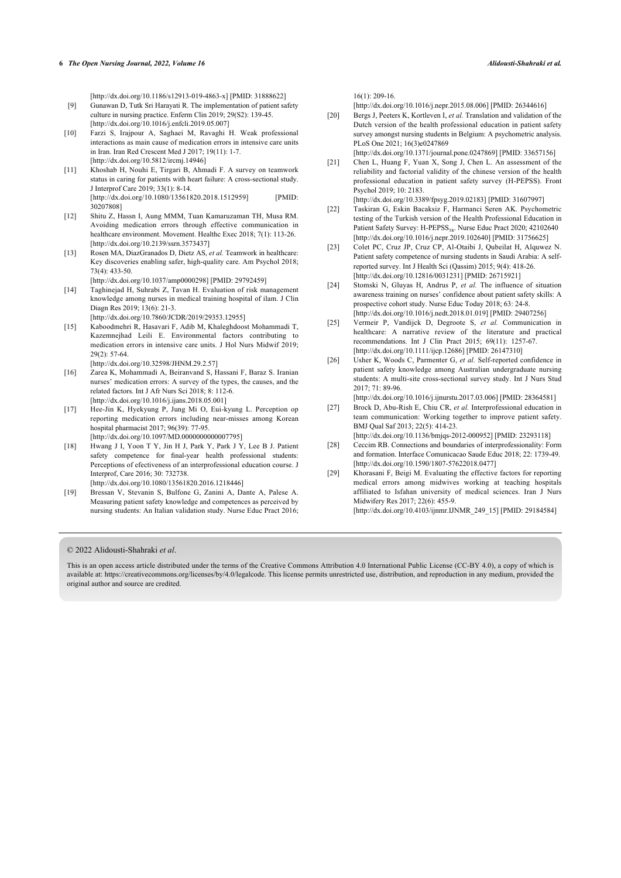[http://dx.doi.org/10.1186/s12913-019-4863-x] [PMID: 31888622]

[9] Gunawan D, Tutk Sri Harayati R. The implementation of patient safety culture in nursing practice. Enferm Clin 2019; 29(S2): 139-45. [http://dx.doi.org/10.1016/j.enfcli.2019.05.007]

[10] Farzi S, Irajpour A, Saghaei M, Ravaghi H. Weak professional interactions as main cause of medication errors in intensive care units in Iran. Iran Red Crescent Med J 2017; 19(11): 1-7. [http://dx.doi.org/10.5812/ircmj.14946]

[11] Khoshab H, Nouhi E, Tirgari B, Ahmadi F. A survey on teamwork status in caring for patients with heart failure: A cross-sectional study. J Interprof Care 2019; 33(1): 8-14. [http://dx.doi.org/10.1080/13561820.2018.1512959] [PMID: 30207808]

[12] Shitu Z, Hassn I, Aung MMM, Tuan Kamaruzaman TH, Musa RM. Avoiding medication errors through effective communication in healthcare environment. Movement. Healthc Exec 2018; 7(1): 113-26. [http://dx.doi.org/10.2139/ssrn.3573437]

[13] Rosen MA, DiazGranados D, Dietz AS, *et al.* Teamwork in healthcare: Key discoveries enabling safer, high-quality care. Am Psychol 2018; 73(4): 433-50. [http://dx.doi.org/10.1037/amp0000298] [PMID: 29792459]

[14] Taghinejad H, Suhrabi Z, Tavan H. Evaluation of risk management knowledge among nurses in medical training hospital of ilam. J Clin Diagn Res 2019; 13(6): 21-3. [http://dx.doi.org/10.7860/JCDR/2019/29353.12955]

[15] Kaboodmehri R, Hasavari F, Adib M, Khaleghdoost Mohammadi T, Kazemnejhad Leili E. Environmental factors contributing to medication errors in intensive care units. J Hol Nurs Midwif 2019; 29(2): 57-64. [http://dx.doi.org/10.32598/JHNM.29.2.57]

[16] Zarea K, Mohammadi A, Beiranvand S, Hassani F, Baraz S. Iranian nurses' medication errors: A survey of the types, the causes, and the related factors. Int J Afr Nurs Sci 2018; 8: 112-6. [http://dx.doi.org/10.1016/j.ijans.2018.05.001]

[17] Hee-Jin K, Hyekyung P, Jung Mi O, Eui-kyung L. Perception op reporting medication errors including near-misses among Korean hospital pharmacist 2017; 96(39): 77-95. [http://dx.doi.org/10.1097/MD.0000000000007795]

[18] Hwang J I, Yoon T Y, Jin H J, Park Y, Park J Y, Lee B J. Patient safety competence for final-year health professional students: Perceptions of effectiveness of an interprofessional education course. J Interprof, Care 2016; 30: 732738. [http://dx.doi.org/10.1080/13561820.2016.1218446]

[19] Bressan V, Stevanin S, Bulfone G, Zanini A, Dante A, Palese A. Measuring patient safety knowledge and competences as perceived by nursing students: An Italian validation study. Nurse Educ Pract 2016; 16(1): 209-16. [http://dx.doi.org/10.1016/j.nepr.2015.08.006] [PMID: 26344616]

[20] Bergs J, Peeters K, Kortleven I, *et al.* Translation and validation of the Dutch version of the health professional education in patient safety survey amongst nursing students in Belgium: A psychometric analysis. PLoS One 2021; 16(3)e0247869 [http://dx.doi.org/10.1371/journal.pone.0247869] [PMID: 33657156]

[21] Chen L, Huang F, Yuan X, Song J, Chen L. An assessment of the reliability and factorial validity of the chinese version of the health professional education in patient safety survey (H-PEPSS). Front Psychol 2019; 10: 2183. [http://dx.doi.org/10.3389/fpsyg.2019.02183] [PMID: 31607997]

[22] Taskiran G, Eskin Bacaksiz F, Harmanci Seren AK. Psychometric testing of the Turkish version of the Health Professional Education in Patient Safety Survey: $H\text{-}PEPSS_{TR}$. Nurse Educ Pract 2020; 42102640 [http://dx.doi.org/10.1016/j.nepr.2019.102640] [PMID: 31756625]

[23] Colet PC, Cruz JP, Cruz CP, Al-Otaibi J, Qubeilat H, Alquwez N. Patient safety competence of nursing students in Saudi Arabia: A self-reported survey. Int J Health Sci (Qassim) 2015; 9(4): 418-26. [http://dx.doi.org/10.12816/0031231] [PMID: 26715921]

[24] Stomski N, Gluyas H, Andrus P, *et al.* The influence of situation awareness training on nurses' confidence about patient safety skills: A prospective cohort study. Nurse Educ Today 2018; 63: 24-8. [http://dx.doi.org/10.1016/j.nedt.2018.01.019] [PMID: 29407256]

[25] Vermeir P, Vandijck D, Degroote S, *et al.* Communication in healthcare: A narrative review of the literature and practical recommendations. Int J Clin Pract 2015; 69(11): 1257-67. [http://dx.doi.org/10.1111/ijcp.12686] [PMID: 26147310]

[26] Usher K, Woods C, Parmenter G, *et al.* Self-reported confidence in patient safety knowledge among Australian undergraduate nursing students: A multi-site cross-sectional survey study. Int J Nurs Stud 2017; 71: 89-96. [http://dx.doi.org/10.1016/j.ijnurstu.2017.03.006] [PMID: 28364581]

[27] Brock D, Abu-Rish E, Chiu CR, *et al.* Interprofessional education in team communication: Working together to improve patient safety. BMJ Qual Saf 2013; 22(5): 414-23. [http://dx.doi.org/10.1136/bmjqs-2012-000952] [PMID: 23293118]

[28] Ceccim RB. Connections and boundaries of interprofessionality: Form and formation. Interface Comunicacao Saude Educ 2018; 22: 1739-49. [http://dx.doi.org/10.1590/1807-57622018.0477]

[29] Khorasani F, Beigi M. Evaluating the effective factors for reporting medical errors among midwives working at teaching hospitals affiliated to Isfahan university of medical sciences. Iran J Nurs Midwifery Res 2017; 22(6): 455-9. [http://dx.doi.org/10.4103/ijnmr.IJNMR_249_15] [PMID: 29184584]

© 2022 Alidousti-Shahraki *et al*.

This is an open access article distributed under the terms of the Creative Commons Attribution 4.0 International Public License (CC-BY 4.0), a copy of which is available at: https://creativecommons.org/licenses/by/4.0/legalcode. This license permits unrestricted use, distribution, and reproduction in any medium, provided the original author and source are credited.